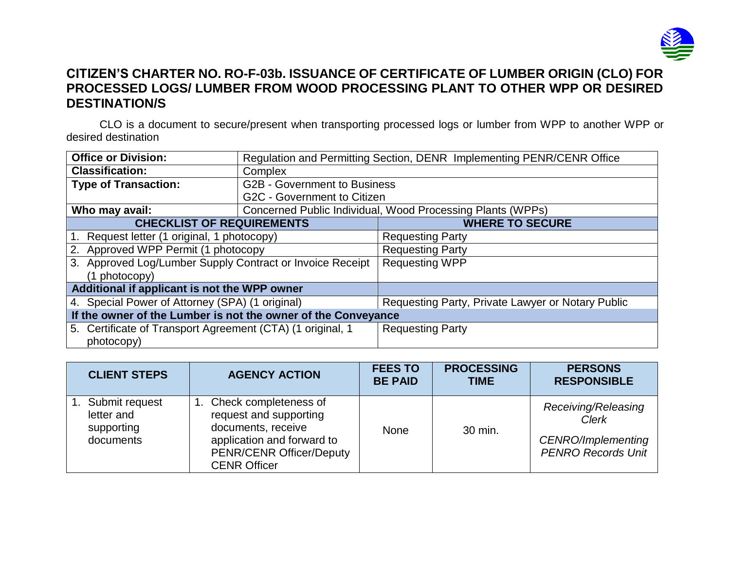# CITIZEN'S CHARTER NO. RO-F-03b. ISSUANCE OF CERTIFICATE OF LUMBER ORIGIN (CLO) FOR PROCESSED LOGS/ LUMBER FROM WOOD PROCESSING PLANT TO OTHER WPP OR DESIRED DESTINATION/S

CLO is a document to secure/present when transporting processed logs or lumber from WPP to another WPP or desired destination

| **Office or Division:** | Regulation and Permitting Section, DENR Implementing PENR/CENR Office |
|---|---|
| **Classification:** | Complex |
| **Type of Transaction:** | G2B - Government to Business<br>G2C - Government to Citizen |
| **Who may avail:** | Concerned Public Individual, Wood Processing Plants (WPPs) |

| **CHECKLIST OF REQUIREMENTS** | **WHERE TO SECURE** |
|---|---|
| 1. Request letter (1 original, 1 photocopy) | Requesting Party |
| 2. Approved WPP Permit (1 photocopy | Requesting Party |
| 3. Approved Log/Lumber Supply Contract or Invoice Receipt (1 photocopy) | Requesting WPP |
| **Additional if applicant is not the WPP owner** | |
| 4. Special Power of Attorney (SPA) (1 original) | Requesting Party, Private Lawyer or Notary Public |
| **If the owner of the Lumber is not the owner of the Conveyance** | |
| 5. Certificate of Transport Agreement (CTA) (1 original, 1 photocopy) | Requesting Party |

| CLIENT STEPS | AGENCY ACTION | FEES TO BE PAID | PROCESSING TIME | PERSONS RESPONSIBLE |
|---|---|---|---|---|
| 1. Submit request letter and supporting documents | 1. Check completeness of request and supporting documents, receive application and forward to PENR/CENR Officer/Deputy CENR Officer | None | 30 min. | *Receiving/Releasing Clerk*<br>*CENRO/Implementing PENRO Records Unit* |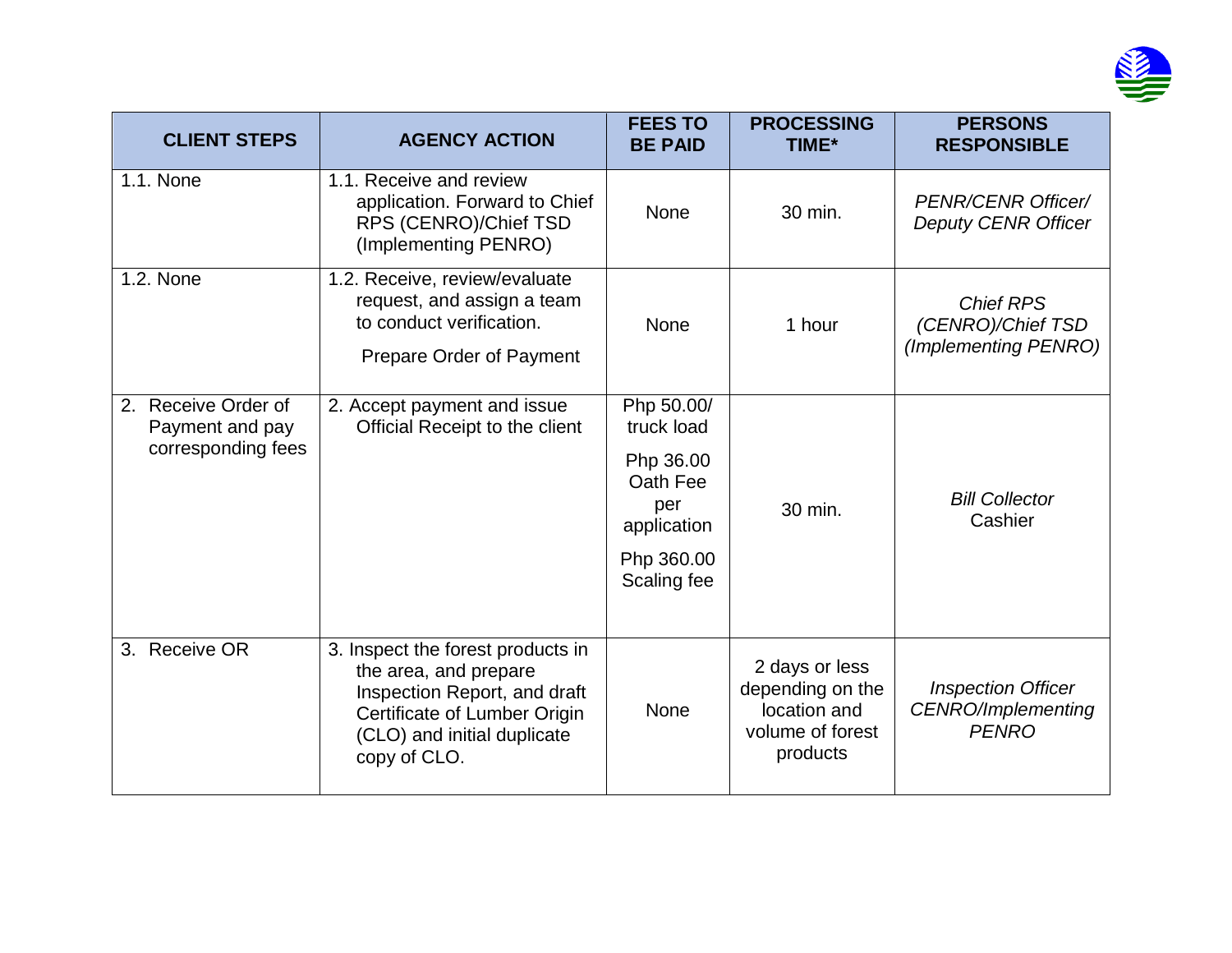| CLIENT STEPS | AGENCY ACTION | FEES TO BE PAID | PROCESSING TIME* | PERSONS RESPONSIBLE |
|---|---|---|---|---|
| 1.1. None | 1.1. Receive and review application. Forward to Chief RPS (CENRO)/Chief TSD (Implementing PENRO) | None | 30 min. | *PENR/CENR Officer/ Deputy CENR Officer* |
| 1.2. None | 1.2. Receive, review/evaluate request, and assign a team to conduct verification.<br>Prepare Order of Payment | None | 1 hour | *Chief RPS (CENRO)/Chief TSD (Implementing PENRO)* |
| 2. Receive Order of Payment and pay corresponding fees | 2. Accept payment and issue Official Receipt to the client | Php 50.00/ truck load<br>Php 36.00 Oath Fee per application<br>Php 360.00 Scaling fee | 30 min. | *Bill Collector* Cashier |
| 3. Receive OR | 3. Inspect the forest products in the area, and prepare Inspection Report, and draft Certificate of Lumber Origin (CLO) and initial duplicate copy of CLO. | None | 2 days or less depending on the location and volume of forest products | *Inspection Officer CENRO/Implementing PENRO* |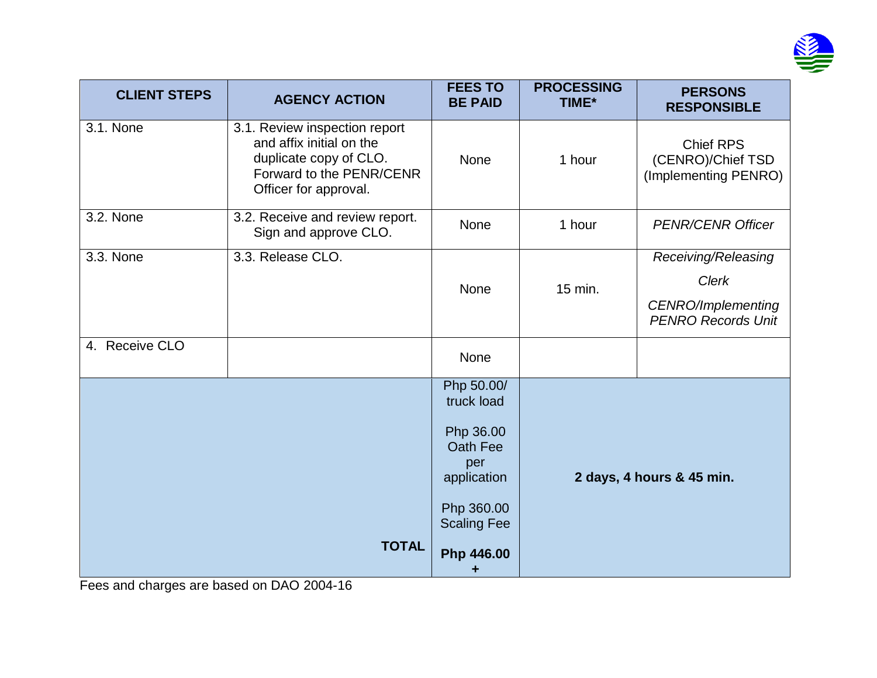| CLIENT STEPS | AGENCY ACTION | FEES TO BE PAID | PROCESSING TIME* | PERSONS RESPONSIBLE |
|---|---|---|---|---|
| 3.1. None | 3.1. Review inspection report and affix initial on the duplicate copy of CLO. Forward to the PENR/CENR Officer for approval. | None | 1 hour | Chief RPS (CENRO)/Chief TSD (Implementing PENRO) |
| 3.2. None | 3.2. Receive and review report. Sign and approve CLO. | None | 1 hour | *PENR/CENR Officer* |
| 3.3. None | 3.3. Release CLO. | None | 15 min. | *Receiving/Releasing Clerk* *CENRO/Implementing PENRO Records Unit* |
| 4. Receive CLO | | None | | |
| | **TOTAL** | Php 50.00/ truck load<br><br>Php 36.00 Oath Fee per application<br><br>Php 360.00 Scaling Fee<br><br>**Php 446.00 +** | **2 days, 4 hours & 45 min.** | |

Fees and charges are based on DAO 2004-16